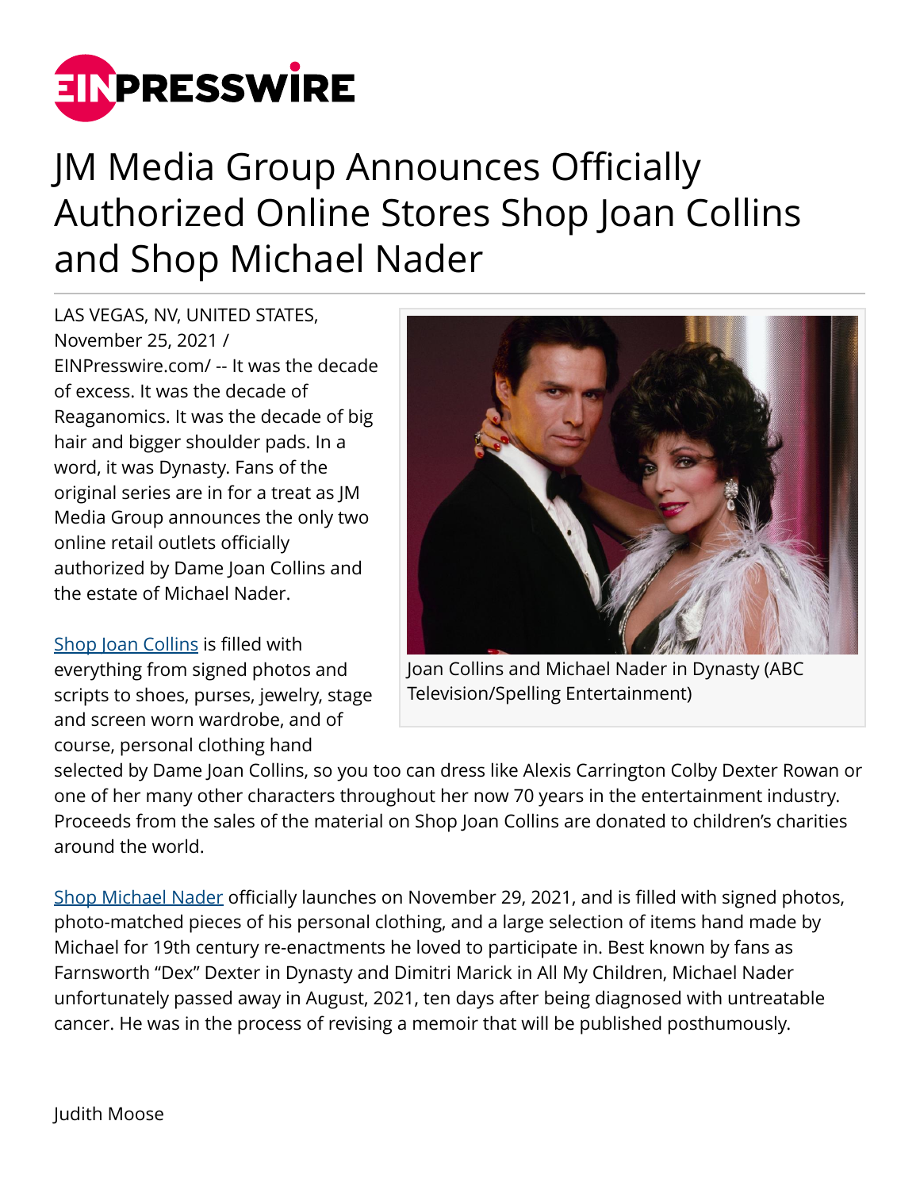# JM Media Group Announces Officially Authorized Online Stores Shop Joan Collins and Shop Michael Nader

LAS VEGAS, NV, UNITED STATES, November 25, 2021 / EINPresswire.com/ -- It was the decade of excess. It was the decade of Reaganomics. It was the decade of big hair and bigger shoulder pads. In a word, it was Dynasty. Fans of the original series are in for a treat as JM Media Group announces the only two online retail outlets officially authorized by Dame Joan Collins and the estate of Michael Nader.

Joan Collins and Michael Nader in Dynasty (ABC Television/Spelling Entertainment)

[Shop Joan Collins](#) is filled with everything from signed photos and scripts to shoes, purses, jewelry, stage and screen worn wardrobe, and of course, personal clothing hand selected by Dame Joan Collins, so you too can dress like Alexis Carrington Colby Dexter Rowan or one of her many other characters throughout her now 70 years in the entertainment industry. Proceeds from the sales of the material on Shop Joan Collins are donated to children's charities around the world.

[Shop Michael Nader](#) officially launches on November 29, 2021, and is filled with signed photos, photo-matched pieces of his personal clothing, and a large selection of items hand made by Michael for 19th century re-enactments he loved to participate in. Best known by fans as Farnsworth "Dex" Dexter in Dynasty and Dimitri Marick in All My Children, Michael Nader unfortunately passed away in August, 2021, ten days after being diagnosed with untreatable cancer. He was in the process of revising a memoir that will be published posthumously.

Judith Moose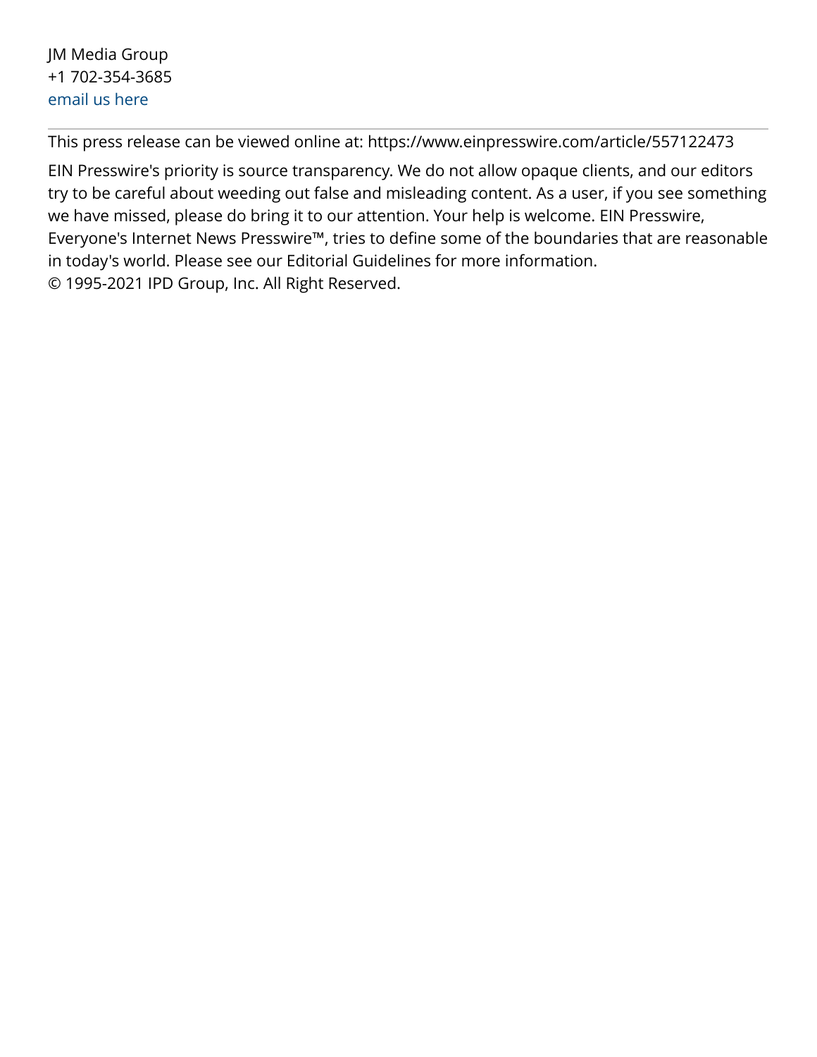JM Media Group
+1 702-354-3685
email us here

---

This press release can be viewed online at: https://www.einpresswire.com/article/557122473

EIN Presswire's priority is source transparency. We do not allow opaque clients, and our editors try to be careful about weeding out false and misleading content. As a user, if you see something we have missed, please do bring it to our attention. Your help is welcome. EIN Presswire, Everyone's Internet News Presswire™, tries to define some of the boundaries that are reasonable in today's world. Please see our Editorial Guidelines for more information.
© 1995-2021 IPD Group, Inc. All Right Reserved.